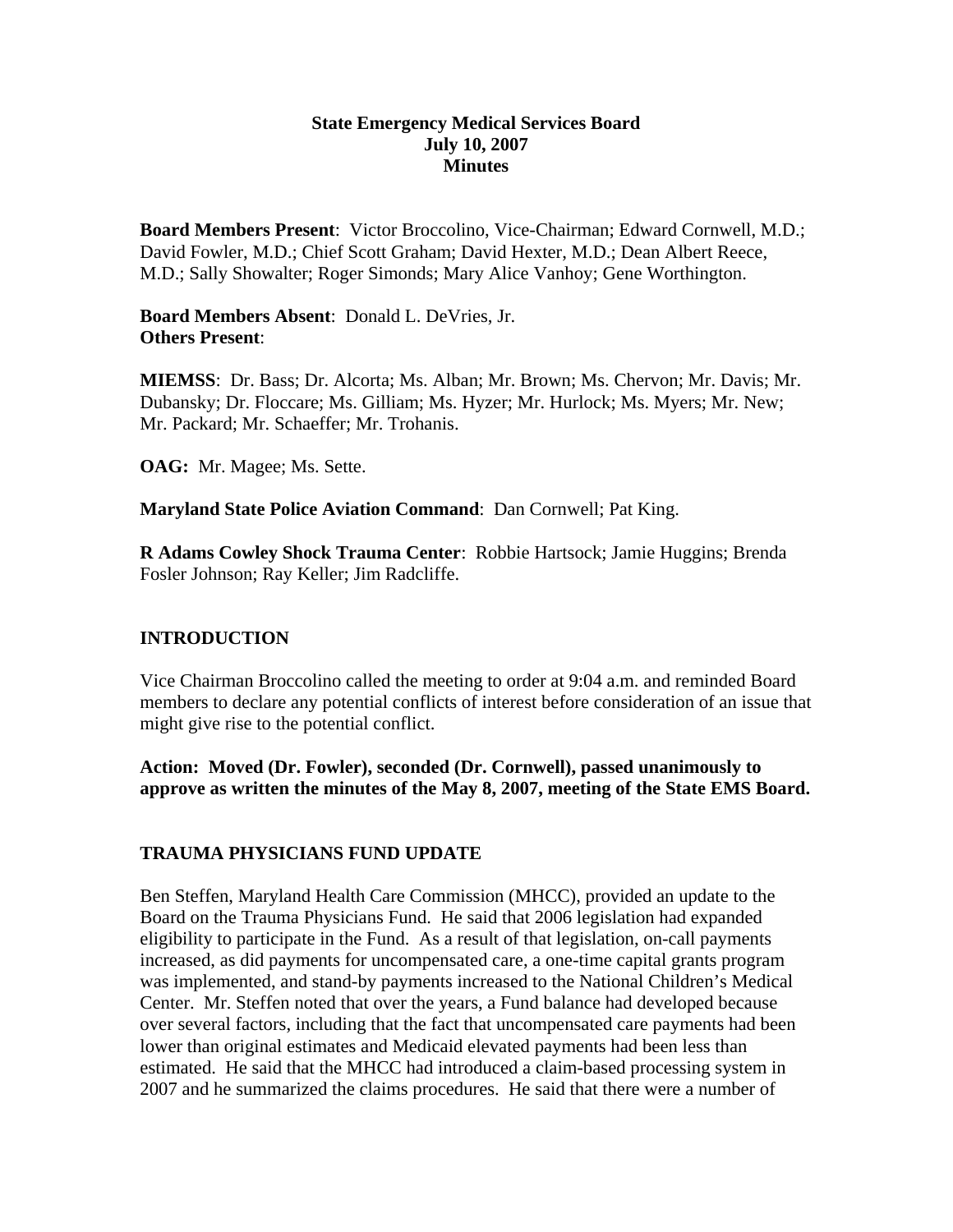# State Emergency Medical Services Board
## July 10, 2007
## Minutes

**Board Members Present**: Victor Broccolino, Vice-Chairman; Edward Cornwell, M.D.; David Fowler, M.D.; Chief Scott Graham; David Hexter, M.D.; Dean Albert Reece, M.D.; Sally Showalter; Roger Simonds; Mary Alice Vanhoy; Gene Worthington.

**Board Members Absent**: Donald L. DeVries, Jr.
**Others Present**:

**MIEMSS**: Dr. Bass; Dr. Alcorta; Ms. Alban; Mr. Brown; Ms. Chervon; Mr. Davis; Mr. Dubansky; Dr. Floccare; Ms. Gilliam; Ms. Hyzer; Mr. Hurlock; Ms. Myers; Mr. New; Mr. Packard; Mr. Schaeffer; Mr. Trohanis.

**OAG:** Mr. Magee; Ms. Sette.

**Maryland State Police Aviation Command**: Dan Cornwell; Pat King.

**R Adams Cowley Shock Trauma Center**: Robbie Hartsock; Jamie Huggins; Brenda Fosler Johnson; Ray Keller; Jim Radcliffe.

## INTRODUCTION

Vice Chairman Broccolino called the meeting to order at 9:04 a.m. and reminded Board members to declare any potential conflicts of interest before consideration of an issue that might give rise to the potential conflict.

**Action: Moved (Dr. Fowler), seconded (Dr. Cornwell), passed unanimously to approve as written the minutes of the May 8, 2007, meeting of the State EMS Board.**

## TRAUMA PHYSICIANS FUND UPDATE

Ben Steffen, Maryland Health Care Commission (MHCC), provided an update to the Board on the Trauma Physicians Fund. He said that 2006 legislation had expanded eligibility to participate in the Fund. As a result of that legislation, on-call payments increased, as did payments for uncompensated care, a one-time capital grants program was implemented, and stand-by payments increased to the National Children's Medical Center. Mr. Steffen noted that over the years, a Fund balance had developed because over several factors, including that the fact that uncompensated care payments had been lower than original estimates and Medicaid elevated payments had been less than estimated. He said that the MHCC had introduced a claim-based processing system in 2007 and he summarized the claims procedures. He said that there were a number of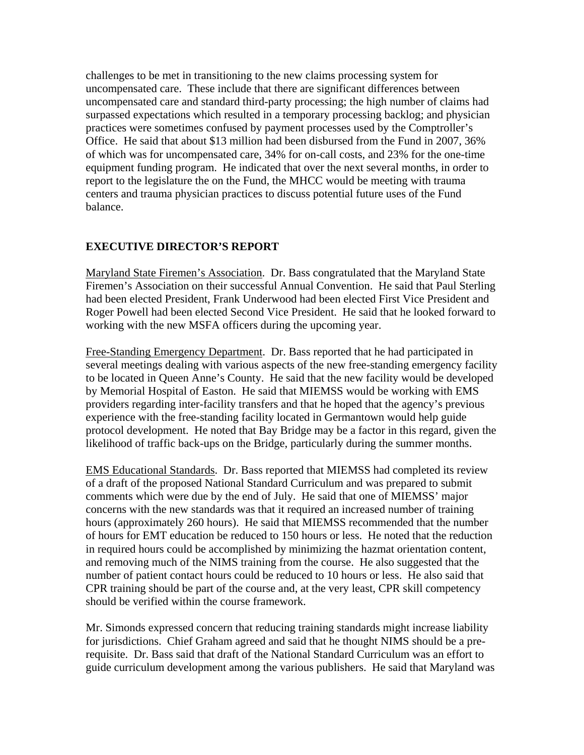challenges to be met in transitioning to the new claims processing system for uncompensated care. These include that there are significant differences between uncompensated care and standard third-party processing; the high number of claims had surpassed expectations which resulted in a temporary processing backlog; and physician practices were sometimes confused by payment processes used by the Comptroller's Office. He said that about $13 million had been disbursed from the Fund in 2007, 36% of which was for uncompensated care, 34% for on-call costs, and 23% for the one-time equipment funding program. He indicated that over the next several months, in order to report to the legislature the on the Fund, the MHCC would be meeting with trauma centers and trauma physician practices to discuss potential future uses of the Fund balance.

## EXECUTIVE DIRECTOR'S REPORT

Maryland State Firemen's Association. Dr. Bass congratulated that the Maryland State Firemen's Association on their successful Annual Convention. He said that Paul Sterling had been elected President, Frank Underwood had been elected First Vice President and Roger Powell had been elected Second Vice President. He said that he looked forward to working with the new MSFA officers during the upcoming year.

Free-Standing Emergency Department. Dr. Bass reported that he had participated in several meetings dealing with various aspects of the new free-standing emergency facility to be located in Queen Anne's County. He said that the new facility would be developed by Memorial Hospital of Easton. He said that MIEMSS would be working with EMS providers regarding inter-facility transfers and that he hoped that the agency's previous experience with the free-standing facility located in Germantown would help guide protocol development. He noted that Bay Bridge may be a factor in this regard, given the likelihood of traffic back-ups on the Bridge, particularly during the summer months.

EMS Educational Standards. Dr. Bass reported that MIEMSS had completed its review of a draft of the proposed National Standard Curriculum and was prepared to submit comments which were due by the end of July. He said that one of MIEMSS' major concerns with the new standards was that it required an increased number of training hours (approximately 260 hours). He said that MIEMSS recommended that the number of hours for EMT education be reduced to 150 hours or less. He noted that the reduction in required hours could be accomplished by minimizing the hazmat orientation content, and removing much of the NIMS training from the course. He also suggested that the number of patient contact hours could be reduced to 10 hours or less. He also said that CPR training should be part of the course and, at the very least, CPR skill competency should be verified within the course framework.

Mr. Simonds expressed concern that reducing training standards might increase liability for jurisdictions. Chief Graham agreed and said that he thought NIMS should be a pre-requisite. Dr. Bass said that draft of the National Standard Curriculum was an effort to guide curriculum development among the various publishers. He said that Maryland was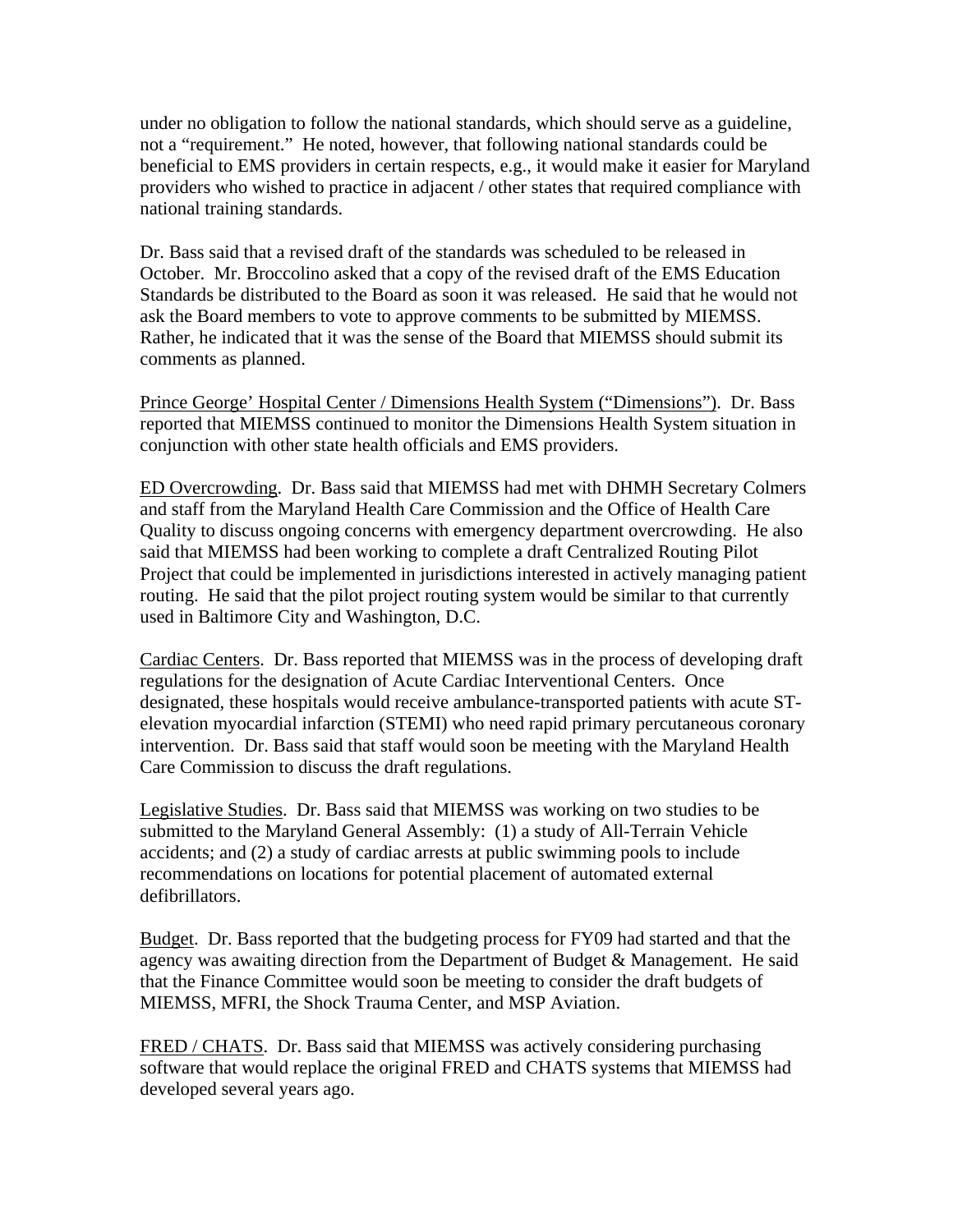under no obligation to follow the national standards, which should serve as a guideline, not a "requirement." He noted, however, that following national standards could be beneficial to EMS providers in certain respects, e.g., it would make it easier for Maryland providers who wished to practice in adjacent / other states that required compliance with national training standards.

Dr. Bass said that a revised draft of the standards was scheduled to be released in October. Mr. Broccolino asked that a copy of the revised draft of the EMS Education Standards be distributed to the Board as soon it was released. He said that he would not ask the Board members to vote to approve comments to be submitted by MIEMSS. Rather, he indicated that it was the sense of the Board that MIEMSS should submit its comments as planned.

<u>Prince George' Hospital Center / Dimensions Health System ("Dimensions")</u>. Dr. Bass reported that MIEMSS continued to monitor the Dimensions Health System situation in conjunction with other state health officials and EMS providers.

<u>ED Overcrowding</u>. Dr. Bass said that MIEMSS had met with DHMH Secretary Colmers and staff from the Maryland Health Care Commission and the Office of Health Care Quality to discuss ongoing concerns with emergency department overcrowding. He also said that MIEMSS had been working to complete a draft Centralized Routing Pilot Project that could be implemented in jurisdictions interested in actively managing patient routing. He said that the pilot project routing system would be similar to that currently used in Baltimore City and Washington, D.C.

<u>Cardiac Centers</u>. Dr. Bass reported that MIEMSS was in the process of developing draft regulations for the designation of Acute Cardiac Interventional Centers. Once designated, these hospitals would receive ambulance-transported patients with acute ST-elevation myocardial infarction (STEMI) who need rapid primary percutaneous coronary intervention. Dr. Bass said that staff would soon be meeting with the Maryland Health Care Commission to discuss the draft regulations.

<u>Legislative Studies</u>. Dr. Bass said that MIEMSS was working on two studies to be submitted to the Maryland General Assembly: (1) a study of All-Terrain Vehicle accidents; and (2) a study of cardiac arrests at public swimming pools to include recommendations on locations for potential placement of automated external defibrillators.

<u>Budget</u>. Dr. Bass reported that the budgeting process for FY09 had started and that the agency was awaiting direction from the Department of Budget & Management. He said that the Finance Committee would soon be meeting to consider the draft budgets of MIEMSS, MFRI, the Shock Trauma Center, and MSP Aviation.

<u>FRED / CHATS</u>. Dr. Bass said that MIEMSS was actively considering purchasing software that would replace the original FRED and CHATS systems that MIEMSS had developed several years ago.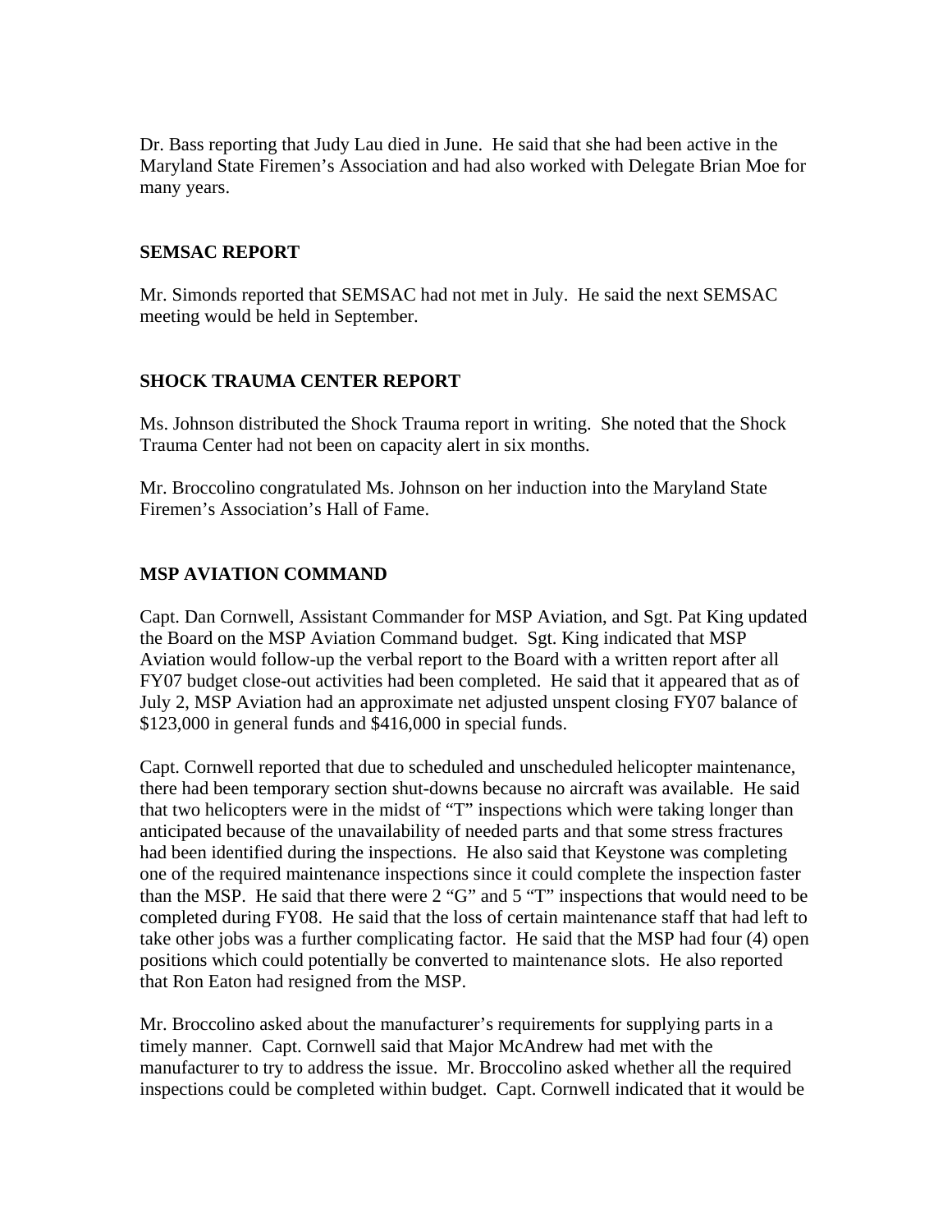Dr. Bass reporting that Judy Lau died in June. He said that she had been active in the Maryland State Firemen's Association and had also worked with Delegate Brian Moe for many years.

## SEMSAC REPORT

Mr. Simonds reported that SEMSAC had not met in July. He said the next SEMSAC meeting would be held in September.

## SHOCK TRAUMA CENTER REPORT

Ms. Johnson distributed the Shock Trauma report in writing. She noted that the Shock Trauma Center had not been on capacity alert in six months.

Mr. Broccolino congratulated Ms. Johnson on her induction into the Maryland State Firemen's Association's Hall of Fame.

## MSP AVIATION COMMAND

Capt. Dan Cornwell, Assistant Commander for MSP Aviation, and Sgt. Pat King updated the Board on the MSP Aviation Command budget. Sgt. King indicated that MSP Aviation would follow-up the verbal report to the Board with a written report after all FY07 budget close-out activities had been completed. He said that it appeared that as of July 2, MSP Aviation had an approximate net adjusted unspent closing FY07 balance of $123,000 in general funds and $416,000 in special funds.

Capt. Cornwell reported that due to scheduled and unscheduled helicopter maintenance, there had been temporary section shut-downs because no aircraft was available. He said that two helicopters were in the midst of "T" inspections which were taking longer than anticipated because of the unavailability of needed parts and that some stress fractures had been identified during the inspections. He also said that Keystone was completing one of the required maintenance inspections since it could complete the inspection faster than the MSP. He said that there were 2 "G" and 5 "T" inspections that would need to be completed during FY08. He said that the loss of certain maintenance staff that had left to take other jobs was a further complicating factor. He said that the MSP had four (4) open positions which could potentially be converted to maintenance slots. He also reported that Ron Eaton had resigned from the MSP.

Mr. Broccolino asked about the manufacturer's requirements for supplying parts in a timely manner. Capt. Cornwell said that Major McAndrew had met with the manufacturer to try to address the issue. Mr. Broccolino asked whether all the required inspections could be completed within budget. Capt. Cornwell indicated that it would be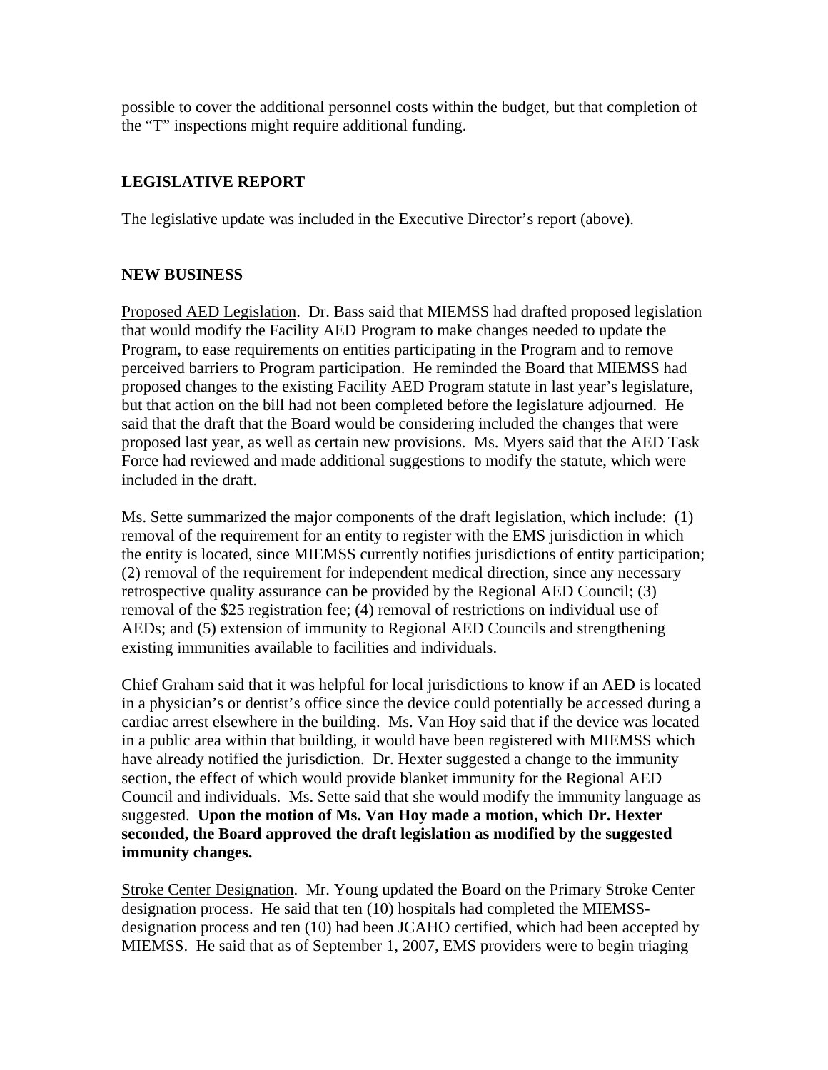possible to cover the additional personnel costs within the budget, but that completion of the "T" inspections might require additional funding.

## LEGISLATIVE REPORT

The legislative update was included in the Executive Director's report (above).

## NEW BUSINESS

Proposed AED Legislation. Dr. Bass said that MIEMSS had drafted proposed legislation that would modify the Facility AED Program to make changes needed to update the Program, to ease requirements on entities participating in the Program and to remove perceived barriers to Program participation. He reminded the Board that MIEMSS had proposed changes to the existing Facility AED Program statute in last year's legislature, but that action on the bill had not been completed before the legislature adjourned. He said that the draft that the Board would be considering included the changes that were proposed last year, as well as certain new provisions. Ms. Myers said that the AED Task Force had reviewed and made additional suggestions to modify the statute, which were included in the draft.

Ms. Sette summarized the major components of the draft legislation, which include: (1) removal of the requirement for an entity to register with the EMS jurisdiction in which the entity is located, since MIEMSS currently notifies jurisdictions of entity participation; (2) removal of the requirement for independent medical direction, since any necessary retrospective quality assurance can be provided by the Regional AED Council; (3) removal of the $25 registration fee; (4) removal of restrictions on individual use of AEDs; and (5) extension of immunity to Regional AED Councils and strengthening existing immunities available to facilities and individuals.

Chief Graham said that it was helpful for local jurisdictions to know if an AED is located in a physician's or dentist's office since the device could potentially be accessed during a cardiac arrest elsewhere in the building. Ms. Van Hoy said that if the device was located in a public area within that building, it would have been registered with MIEMSS which have already notified the jurisdiction. Dr. Hexter suggested a change to the immunity section, the effect of which would provide blanket immunity for the Regional AED Council and individuals. Ms. Sette said that she would modify the immunity language as suggested. **Upon the motion of Ms. Van Hoy made a motion, which Dr. Hexter seconded, the Board approved the draft legislation as modified by the suggested immunity changes.**

Stroke Center Designation. Mr. Young updated the Board on the Primary Stroke Center designation process. He said that ten (10) hospitals had completed the MIEMSS-designation process and ten (10) had been JCAHO certified, which had been accepted by MIEMSS. He said that as of September 1, 2007, EMS providers were to begin triaging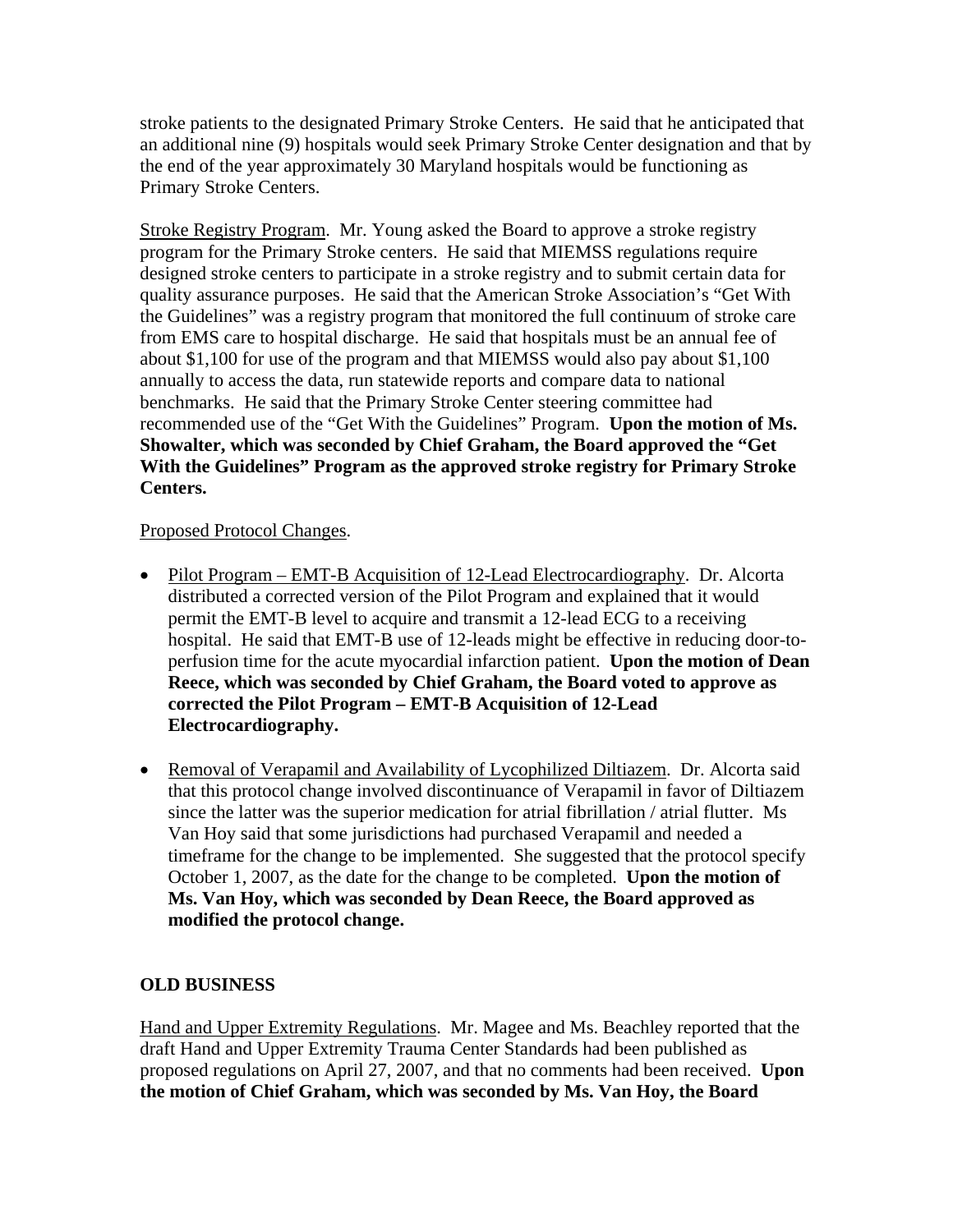stroke patients to the designated Primary Stroke Centers. He said that he anticipated that an additional nine (9) hospitals would seek Primary Stroke Center designation and that by the end of the year approximately 30 Maryland hospitals would be functioning as Primary Stroke Centers.

Stroke Registry Program. Mr. Young asked the Board to approve a stroke registry program for the Primary Stroke centers. He said that MIEMSS regulations require designed stroke centers to participate in a stroke registry and to submit certain data for quality assurance purposes. He said that the American Stroke Association's "Get With the Guidelines" was a registry program that monitored the full continuum of stroke care from EMS care to hospital discharge. He said that hospitals must be an annual fee of about $1,100 for use of the program and that MIEMSS would also pay about $1,100 annually to access the data, run statewide reports and compare data to national benchmarks. He said that the Primary Stroke Center steering committee had recommended use of the "Get With the Guidelines" Program. **Upon the motion of Ms. Showalter, which was seconded by Chief Graham, the Board approved the "Get With the Guidelines" Program as the approved stroke registry for Primary Stroke Centers.**

Proposed Protocol Changes.

- Pilot Program – EMT-B Acquisition of 12-Lead Electrocardiography. Dr. Alcorta distributed a corrected version of the Pilot Program and explained that it would permit the EMT-B level to acquire and transmit a 12-lead ECG to a receiving hospital. He said that EMT-B use of 12-leads might be effective in reducing door-to-perfusion time for the acute myocardial infarction patient. **Upon the motion of Dean Reece, which was seconded by Chief Graham, the Board voted to approve as corrected the Pilot Program – EMT-B Acquisition of 12-Lead Electrocardiography.**

- Removal of Verapamil and Availability of Lycophilized Diltiazem. Dr. Alcorta said that this protocol change involved discontinuance of Verapamil in favor of Diltiazem since the latter was the superior medication for atrial fibrillation / atrial flutter. Ms Van Hoy said that some jurisdictions had purchased Verapamil and needed a timeframe for the change to be implemented. She suggested that the protocol specify October 1, 2007, as the date for the change to be completed. **Upon the motion of Ms. Van Hoy, which was seconded by Dean Reece, the Board approved as modified the protocol change.**

**OLD BUSINESS**

Hand and Upper Extremity Regulations. Mr. Magee and Ms. Beachley reported that the draft Hand and Upper Extremity Trauma Center Standards had been published as proposed regulations on April 27, 2007, and that no comments had been received. **Upon the motion of Chief Graham, which was seconded by Ms. Van Hoy, the Board**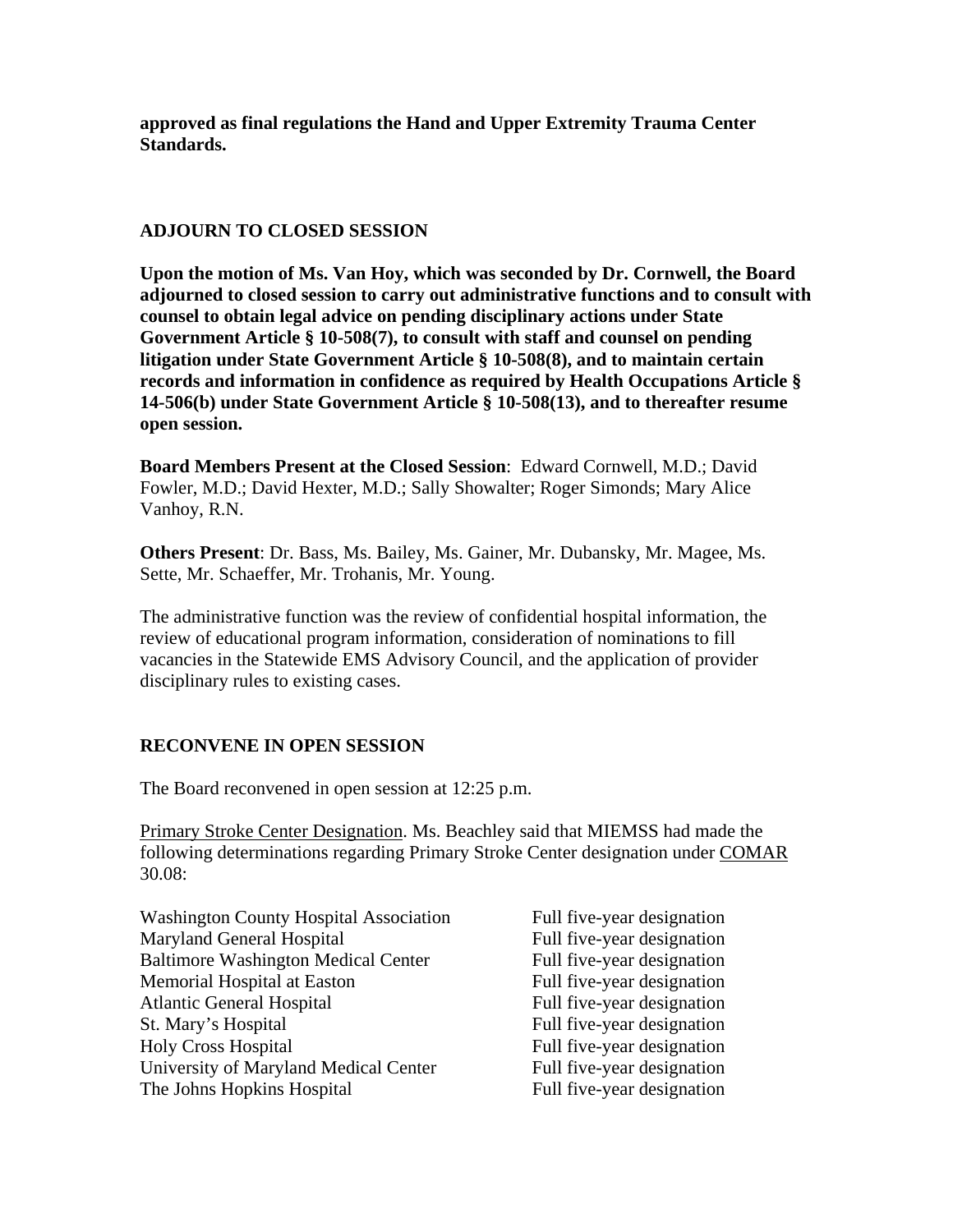**approved as final regulations the Hand and Upper Extremity Trauma Center Standards.**

## ADJOURN TO CLOSED SESSION

**Upon the motion of Ms. Van Hoy, which was seconded by Dr. Cornwell, the Board adjourned to closed session to carry out administrative functions and to consult with counsel to obtain legal advice on pending disciplinary actions under State Government Article § 10-508(7), to consult with staff and counsel on pending litigation under State Government Article § 10-508(8), and to maintain certain records and information in confidence as required by Health Occupations Article § 14-506(b) under State Government Article § 10-508(13), and to thereafter resume open session.**

**Board Members Present at the Closed Session**: Edward Cornwell, M.D.; David Fowler, M.D.; David Hexter, M.D.; Sally Showalter; Roger Simonds; Mary Alice Vanhoy, R.N.

**Others Present**: Dr. Bass, Ms. Bailey, Ms. Gainer, Mr. Dubansky, Mr. Magee, Ms. Sette, Mr. Schaeffer, Mr. Trohanis, Mr. Young.

The administrative function was the review of confidential hospital information, the review of educational program information, consideration of nominations to fill vacancies in the Statewide EMS Advisory Council, and the application of provider disciplinary rules to existing cases.

## RECONVENE IN OPEN SESSION

The Board reconvened in open session at 12:25 p.m.

Primary Stroke Center Designation. Ms. Beachley said that MIEMSS had made the following determinations regarding Primary Stroke Center designation under COMAR 30.08:

| | |
|---|---|
| Washington County Hospital Association | Full five-year designation |
| Maryland General Hospital | Full five-year designation |
| Baltimore Washington Medical Center | Full five-year designation |
| Memorial Hospital at Easton | Full five-year designation |
| Atlantic General Hospital | Full five-year designation |
| St. Mary's Hospital | Full five-year designation |
| Holy Cross Hospital | Full five-year designation |
| University of Maryland Medical Center | Full five-year designation |
| The Johns Hopkins Hospital | Full five-year designation |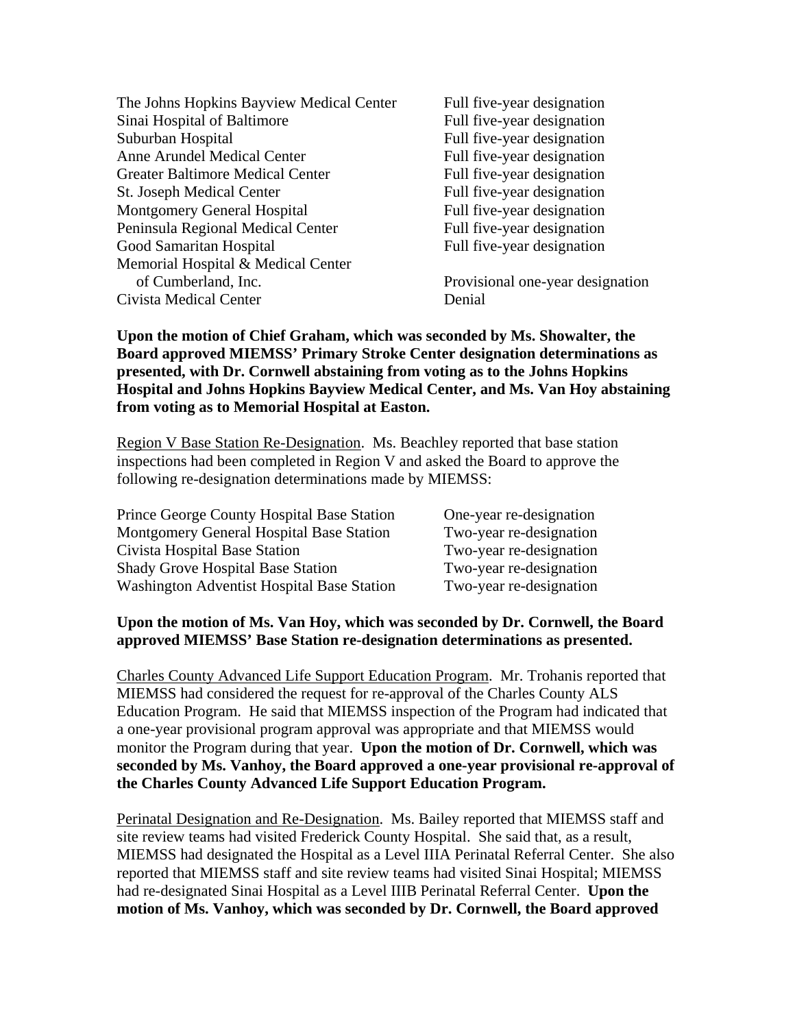| | |
|---|---|
| The Johns Hopkins Bayview Medical Center | Full five-year designation |
| Sinai Hospital of Baltimore | Full five-year designation |
| Suburban Hospital | Full five-year designation |
| Anne Arundel Medical Center | Full five-year designation |
| Greater Baltimore Medical Center | Full five-year designation |
| St. Joseph Medical Center | Full five-year designation |
| Montgomery General Hospital | Full five-year designation |
| Peninsula Regional Medical Center | Full five-year designation |
| Good Samaritan Hospital | Full five-year designation |
| Memorial Hospital & Medical Center of Cumberland, Inc. | Provisional one-year designation |
| Civista Medical Center | Denial |

**Upon the motion of Chief Graham, which was seconded by Ms. Showalter, the Board approved MIEMSS' Primary Stroke Center designation determinations as presented, with Dr. Cornwell abstaining from voting as to the Johns Hopkins Hospital and Johns Hopkins Bayview Medical Center, and Ms. Van Hoy abstaining from voting as to Memorial Hospital at Easton.**

Region V Base Station Re-Designation. Ms. Beachley reported that base station inspections had been completed in Region V and asked the Board to approve the following re-designation determinations made by MIEMSS:

| | |
|---|---|
| Prince George County Hospital Base Station | One-year re-designation |
| Montgomery General Hospital Base Station | Two-year re-designation |
| Civista Hospital Base Station | Two-year re-designation |
| Shady Grove Hospital Base Station | Two-year re-designation |
| Washington Adventist Hospital Base Station | Two-year re-designation |

**Upon the motion of Ms. Van Hoy, which was seconded by Dr. Cornwell, the Board approved MIEMSS' Base Station re-designation determinations as presented.**

Charles County Advanced Life Support Education Program. Mr. Trohanis reported that MIEMSS had considered the request for re-approval of the Charles County ALS Education Program. He said that MIEMSS inspection of the Program had indicated that a one-year provisional program approval was appropriate and that MIEMSS would monitor the Program during that year. **Upon the motion of Dr. Cornwell, which was seconded by Ms. Vanhoy, the Board approved a one-year provisional re-approval of the Charles County Advanced Life Support Education Program.**

Perinatal Designation and Re-Designation. Ms. Bailey reported that MIEMSS staff and site review teams had visited Frederick County Hospital. She said that, as a result, MIEMSS had designated the Hospital as a Level IIIA Perinatal Referral Center. She also reported that MIEMSS staff and site review teams had visited Sinai Hospital; MIEMSS had re-designated Sinai Hospital as a Level IIIB Perinatal Referral Center. **Upon the motion of Ms. Vanhoy, which was seconded by Dr. Cornwell, the Board approved**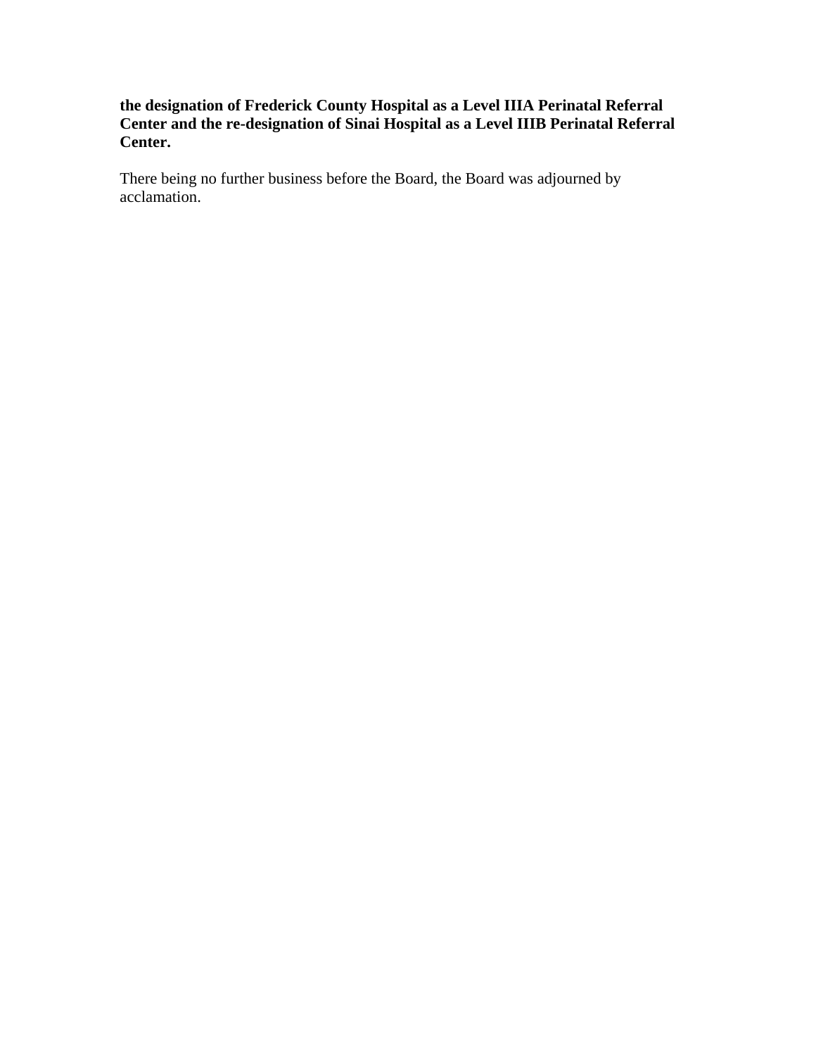**the designation of Frederick County Hospital as a Level IIIA Perinatal Referral Center and the re-designation of Sinai Hospital as a Level IIIB Perinatal Referral Center.**

There being no further business before the Board, the Board was adjourned by acclamation.